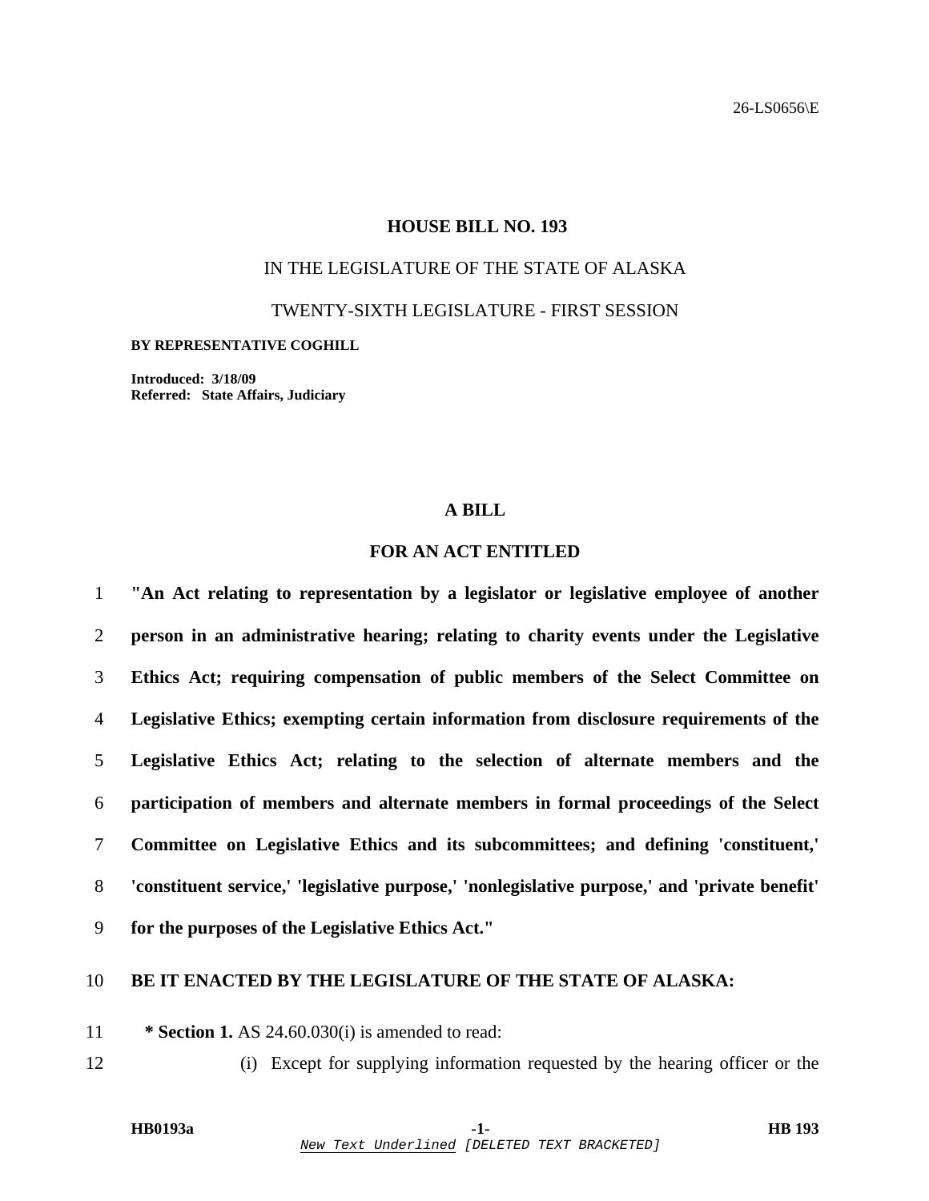26-LS0656\E

# HOUSE BILL NO. 193

IN THE LEGISLATURE OF THE STATE OF ALASKA

TWENTY-SIXTH LEGISLATURE - FIRST SESSION

**BY REPRESENTATIVE COGHILL**

**Introduced: 3/18/09**
**Referred: State Affairs, Judiciary**

## A BILL

## FOR AN ACT ENTITLED

1 **"An Act relating to representation by a legislator or legislative employee of another**
2 **person in an administrative hearing; relating to charity events under the Legislative**
3 **Ethics Act; requiring compensation of public members of the Select Committee on**
4 **Legislative Ethics; exempting certain information from disclosure requirements of the**
5 **Legislative Ethics Act; relating to the selection of alternate members and the**
6 **participation of members and alternate members in formal proceedings of the Select**
7 **Committee on Legislative Ethics and its subcommittees; and defining 'constituent,'**
8 **'constituent service,' 'legislative purpose,' 'nonlegislative purpose,' and 'private benefit'**
9 **for the purposes of the Legislative Ethics Act."**

10 **BE IT ENACTED BY THE LEGISLATURE OF THE STATE OF ALASKA:**

11 **\* Section 1.** AS 24.60.030(i) is amended to read:
12 (i) Except for supplying information requested by the hearing officer or the

New Text Underlined [DELETED TEXT BRACKETED]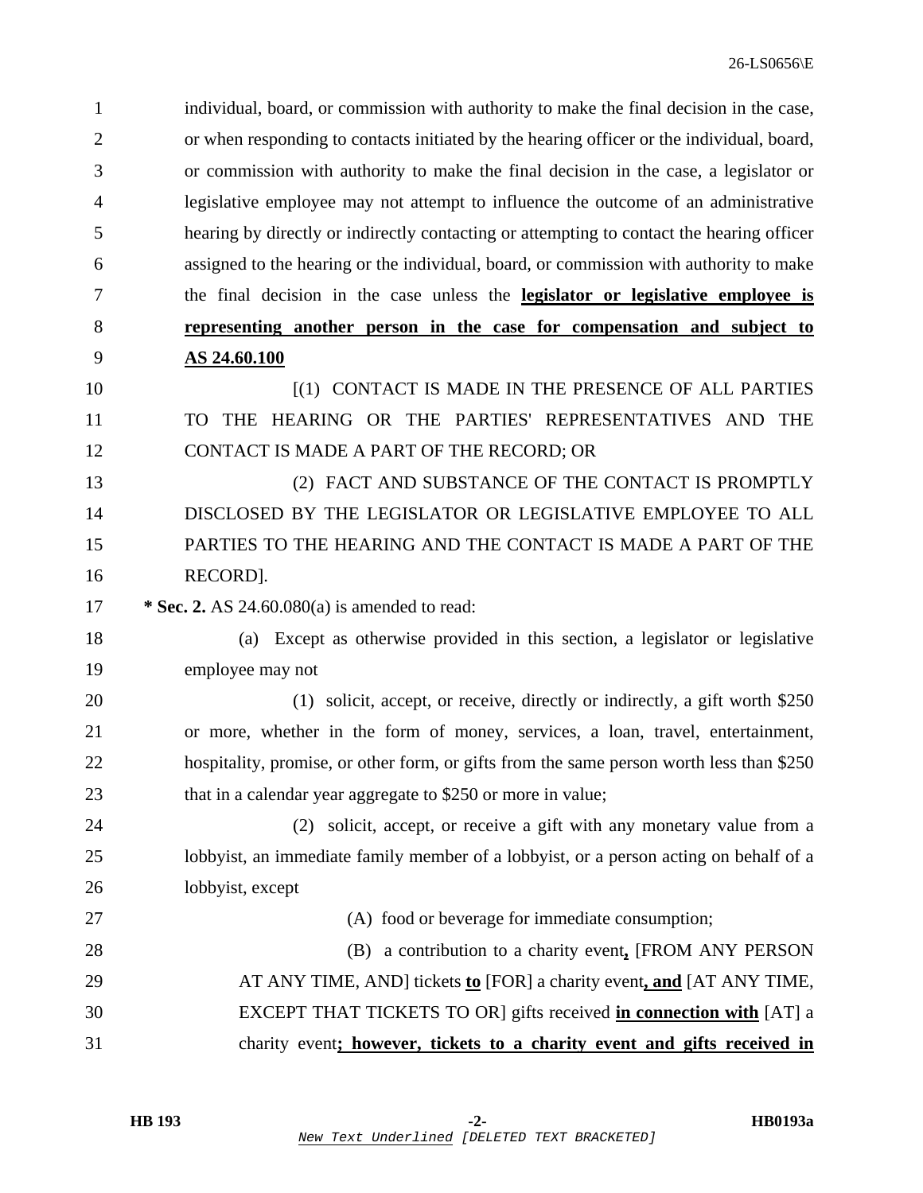individual, board, or commission with authority to make the final decision in the case, or when responding to contacts initiated by the hearing officer or the individual, board, or commission with authority to make the final decision in the case, a legislator or legislative employee may not attempt to influence the outcome of an administrative hearing by directly or indirectly contacting or attempting to contact the hearing officer assigned to the hearing or the individual, board, or commission with authority to make the final decision in the case unless the **legislator or legislative employee is representing another person in the case for compensation and subject to AS 24.60.100**

[(1) CONTACT IS MADE IN THE PRESENCE OF ALL PARTIES TO THE HEARING OR THE PARTIES' REPRESENTATIVES AND THE CONTACT IS MADE A PART OF THE RECORD; OR

(2) FACT AND SUBSTANCE OF THE CONTACT IS PROMPTLY DISCLOSED BY THE LEGISLATOR OR LEGISLATIVE EMPLOYEE TO ALL PARTIES TO THE HEARING AND THE CONTACT IS MADE A PART OF THE RECORD].

**\* Sec. 2.** AS 24.60.080(a) is amended to read:

(a) Except as otherwise provided in this section, a legislator or legislative employee may not

(1) solicit, accept, or receive, directly or indirectly, a gift worth $250 or more, whether in the form of money, services, a loan, travel, entertainment, hospitality, promise, or other form, or gifts from the same person worth less than $250 that in a calendar year aggregate to $250 or more in value;

(2) solicit, accept, or receive a gift with any monetary value from a lobbyist, an immediate family member of a lobbyist, or a person acting on behalf of a lobbyist, except

(A) food or beverage for immediate consumption;

(B) a contribution to a charity event**,** [FROM ANY PERSON AT ANY TIME, AND] tickets **to** [FOR] a charity event**, and** [AT ANY TIME, EXCEPT THAT TICKETS TO OR] gifts received **in connection with** [AT] a charity event**; however, tickets to a charity event and gifts received in**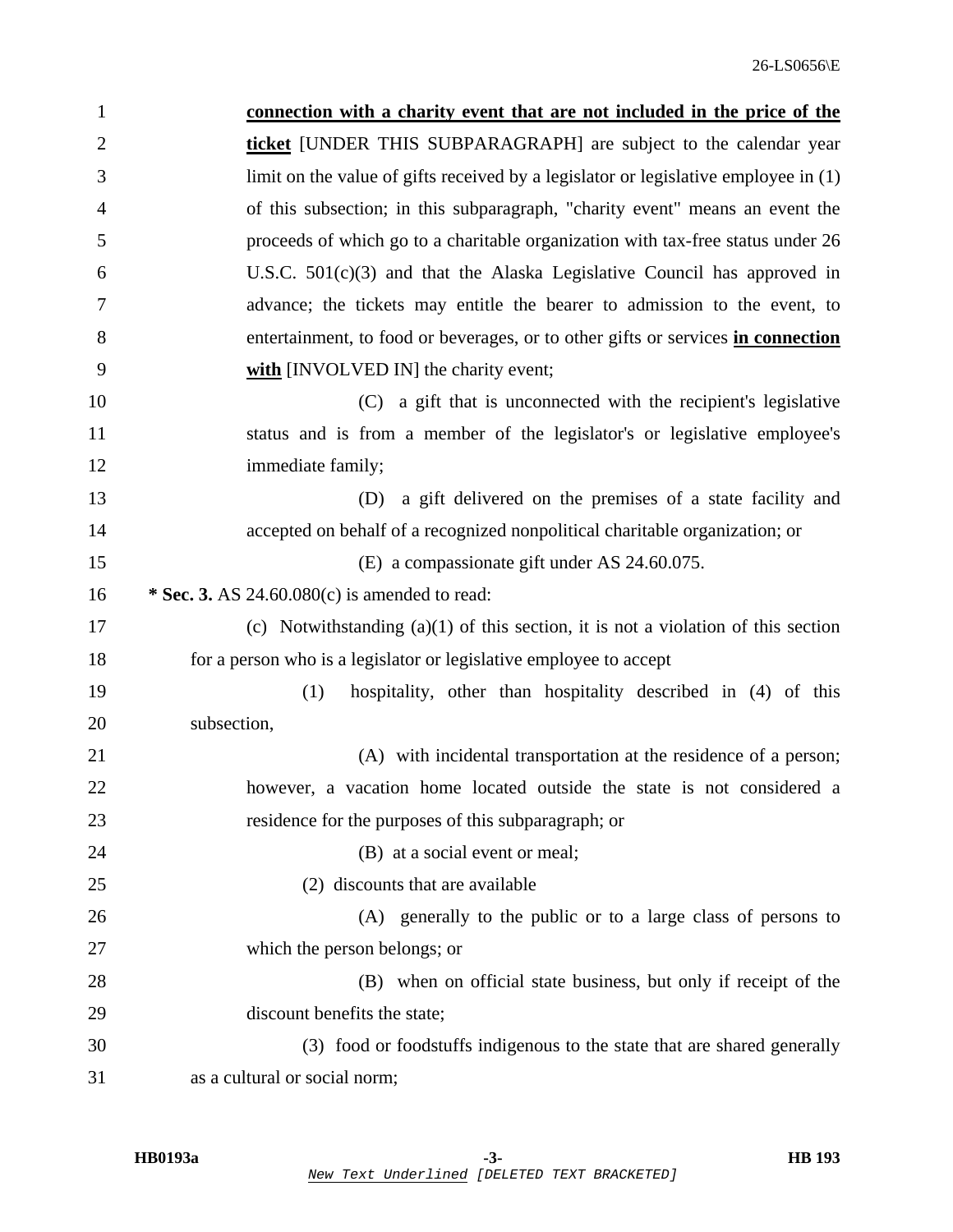**connection with a charity event that are not included in the price of the ticket** [UNDER THIS SUBPARAGRAPH] are subject to the calendar year limit on the value of gifts received by a legislator or legislative employee in (1) of this subsection; in this subparagraph, "charity event" means an event the proceeds of which go to a charitable organization with tax-free status under 26 U.S.C. 501(c)(3) and that the Alaska Legislative Council has approved in advance; the tickets may entitle the bearer to admission to the event, to entertainment, to food or beverages, or to other gifts or services **in connection with** [INVOLVED IN] the charity event;

(C) a gift that is unconnected with the recipient's legislative status and is from a member of the legislator's or legislative employee's immediate family;

(D) a gift delivered on the premises of a state facility and accepted on behalf of a recognized nonpolitical charitable organization; or

(E) a compassionate gift under AS 24.60.075.

**\* Sec. 3.** AS 24.60.080(c) is amended to read:

(c) Notwithstanding (a)(1) of this section, it is not a violation of this section for a person who is a legislator or legislative employee to accept

(1) hospitality, other than hospitality described in (4) of this subsection,

(A) with incidental transportation at the residence of a person; however, a vacation home located outside the state is not considered a residence for the purposes of this subparagraph; or

(B) at a social event or meal;

(2) discounts that are available

(A) generally to the public or to a large class of persons to which the person belongs; or

(B) when on official state business, but only if receipt of the discount benefits the state;

(3) food or foodstuffs indigenous to the state that are shared generally as a cultural or social norm;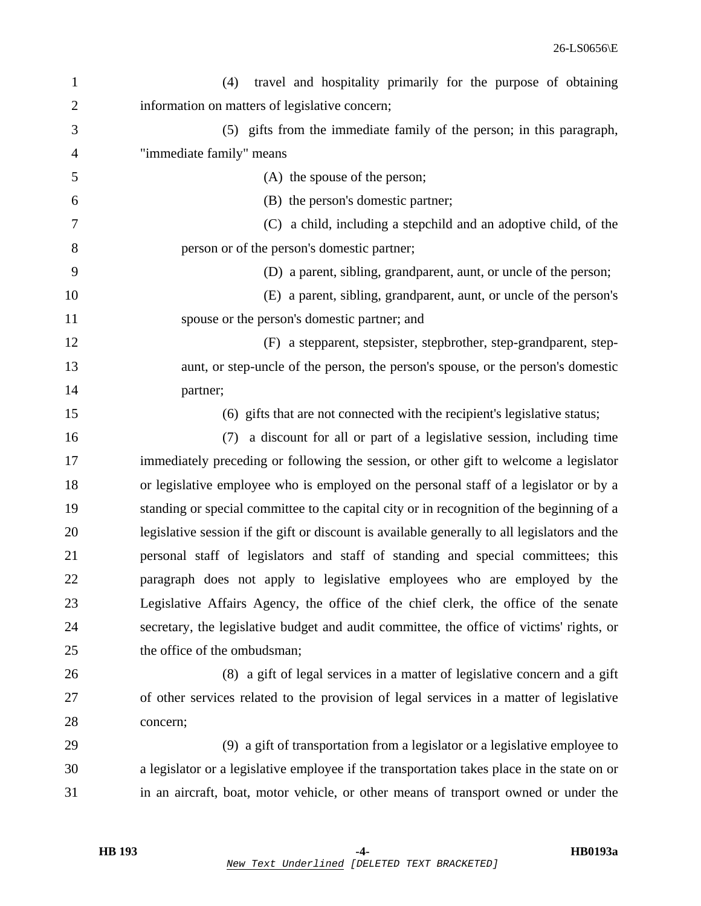(4) travel and hospitality primarily for the purpose of obtaining information on matters of legislative concern;

(5) gifts from the immediate family of the person; in this paragraph, "immediate family" means

(A) the spouse of the person;

(B) the person's domestic partner;

(C) a child, including a stepchild and an adoptive child, of the person or of the person's domestic partner;

(D) a parent, sibling, grandparent, aunt, or uncle of the person;

(E) a parent, sibling, grandparent, aunt, or uncle of the person's spouse or the person's domestic partner; and

(F) a stepparent, stepsister, stepbrother, step-grandparent, step-aunt, or step-uncle of the person, the person's spouse, or the person's domestic partner;

(6) gifts that are not connected with the recipient's legislative status;

(7) a discount for all or part of a legislative session, including time immediately preceding or following the session, or other gift to welcome a legislator or legislative employee who is employed on the personal staff of a legislator or by a standing or special committee to the capital city or in recognition of the beginning of a legislative session if the gift or discount is available generally to all legislators and the personal staff of legislators and staff of standing and special committees; this paragraph does not apply to legislative employees who are employed by the Legislative Affairs Agency, the office of the chief clerk, the office of the senate secretary, the legislative budget and audit committee, the office of victims' rights, or the office of the ombudsman;

(8) a gift of legal services in a matter of legislative concern and a gift of other services related to the provision of legal services in a matter of legislative concern;

(9) a gift of transportation from a legislator or a legislative employee to a legislator or a legislative employee if the transportation takes place in the state on or in an aircraft, boat, motor vehicle, or other means of transport owned or under the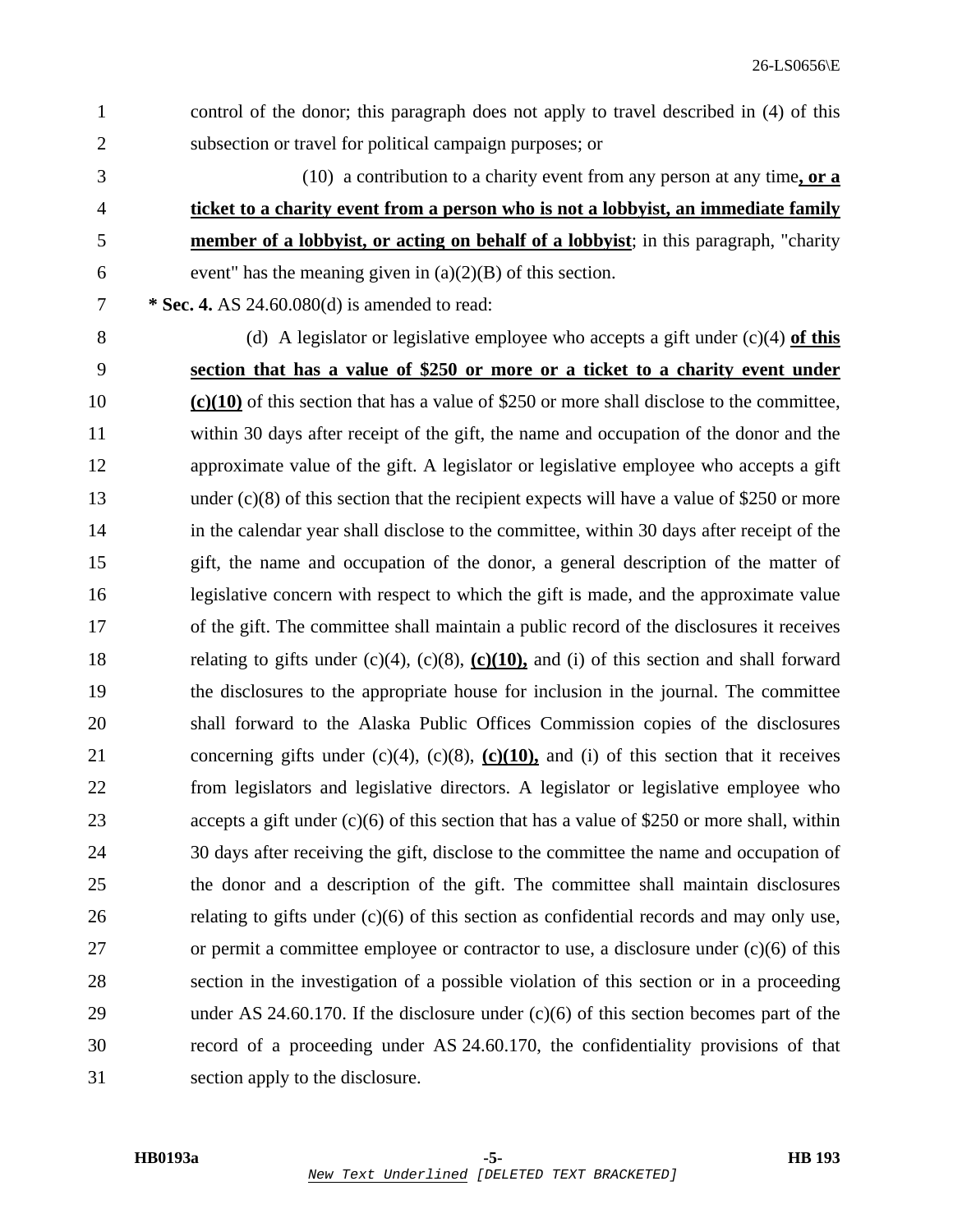control of the donor; this paragraph does not apply to travel described in (4) of this subsection or travel for political campaign purposes; or

(10) a contribution to a charity event from any person at any time**, or a ticket to a charity event from a person who is not a lobbyist, an immediate family member of a lobbyist, or acting on behalf of a lobbyist**; in this paragraph, "charity event" has the meaning given in (a)(2)(B) of this section.

**\* Sec. 4.** AS 24.60.080(d) is amended to read:

(d) A legislator or legislative employee who accepts a gift under (c)(4) **of this section that has a value of $250 or more or a ticket to a charity event under (c)(10)** of this section that has a value of $250 or more shall disclose to the committee, within 30 days after receipt of the gift, the name and occupation of the donor and the approximate value of the gift. A legislator or legislative employee who accepts a gift under (c)(8) of this section that the recipient expects will have a value of $250 or more in the calendar year shall disclose to the committee, within 30 days after receipt of the gift, the name and occupation of the donor, a general description of the matter of legislative concern with respect to which the gift is made, and the approximate value of the gift. The committee shall maintain a public record of the disclosures it receives relating to gifts under (c)(4), (c)(8), **(c)(10),** and (i) of this section and shall forward the disclosures to the appropriate house for inclusion in the journal. The committee shall forward to the Alaska Public Offices Commission copies of the disclosures concerning gifts under (c)(4), (c)(8), **(c)(10),** and (i) of this section that it receives from legislators and legislative directors. A legislator or legislative employee who accepts a gift under (c)(6) of this section that has a value of $250 or more shall, within 30 days after receiving the gift, disclose to the committee the name and occupation of the donor and a description of the gift. The committee shall maintain disclosures relating to gifts under (c)(6) of this section as confidential records and may only use, or permit a committee employee or contractor to use, a disclosure under (c)(6) of this section in the investigation of a possible violation of this section or in a proceeding under AS 24.60.170. If the disclosure under (c)(6) of this section becomes part of the record of a proceeding under AS 24.60.170, the confidentiality provisions of that section apply to the disclosure.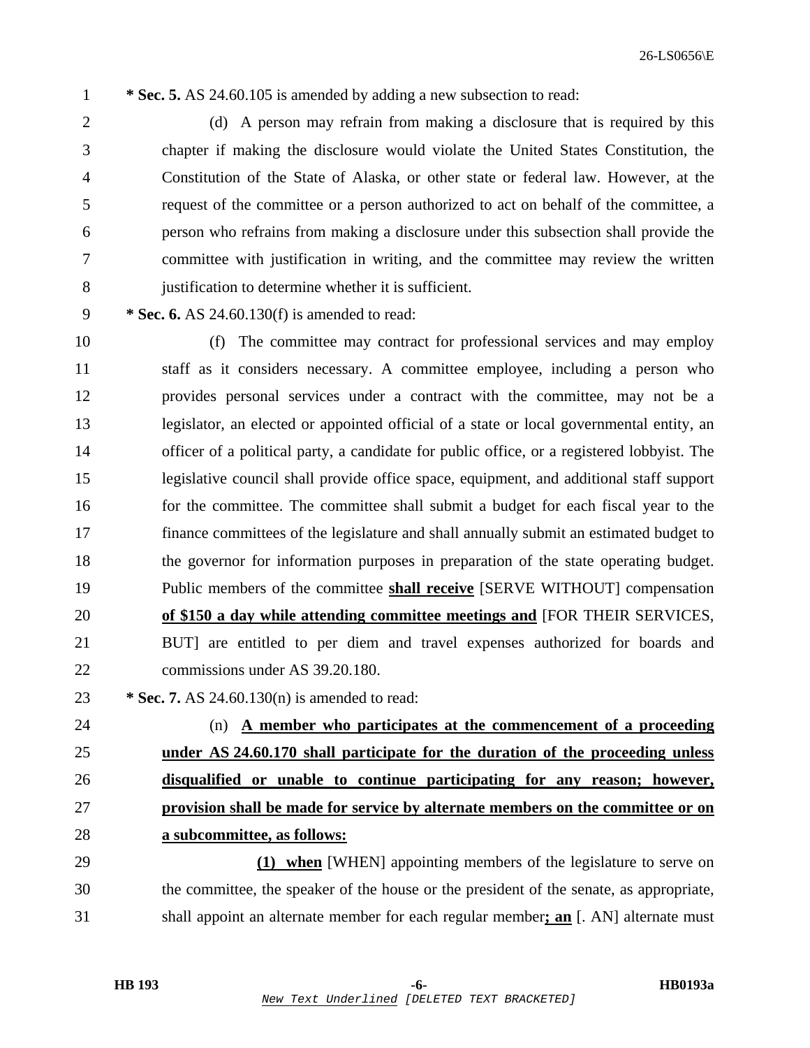**\* Sec. 5.** AS 24.60.105 is amended by adding a new subsection to read:

(d) A person may refrain from making a disclosure that is required by this chapter if making the disclosure would violate the United States Constitution, the Constitution of the State of Alaska, or other state or federal law. However, at the request of the committee or a person authorized to act on behalf of the committee, a person who refrains from making a disclosure under this subsection shall provide the committee with justification in writing, and the committee may review the written justification to determine whether it is sufficient.

**\* Sec. 6.** AS 24.60.130(f) is amended to read:

(f) The committee may contract for professional services and may employ staff as it considers necessary. A committee employee, including a person who provides personal services under a contract with the committee, may not be a legislator, an elected or appointed official of a state or local governmental entity, an officer of a political party, a candidate for public office, or a registered lobbyist. The legislative council shall provide office space, equipment, and additional staff support for the committee. The committee shall submit a budget for each fiscal year to the finance committees of the legislature and shall annually submit an estimated budget to the governor for information purposes in preparation of the state operating budget. Public members of the committee **<u>shall receive</u>** [SERVE WITHOUT] compensation **<u>of $150 a day while attending committee meetings and</u>** [FOR THEIR SERVICES, BUT] are entitled to per diem and travel expenses authorized for boards and commissions under AS 39.20.180.

**\* Sec. 7.** AS 24.60.130(n) is amended to read:

(n) **<u>A member who participates at the commencement of a proceeding under AS 24.60.170 shall participate for the duration of the proceeding unless disqualified or unable to continue participating for any reason; however, provision shall be made for service by alternate members on the committee or on a subcommittee, as follows:</u>**

**<u>(1) when</u>** [WHEN] appointing members of the legislature to serve on the committee, the speaker of the house or the president of the senate, as appropriate, shall appoint an alternate member for each regular member**<u>; an</u>** [. AN] alternate must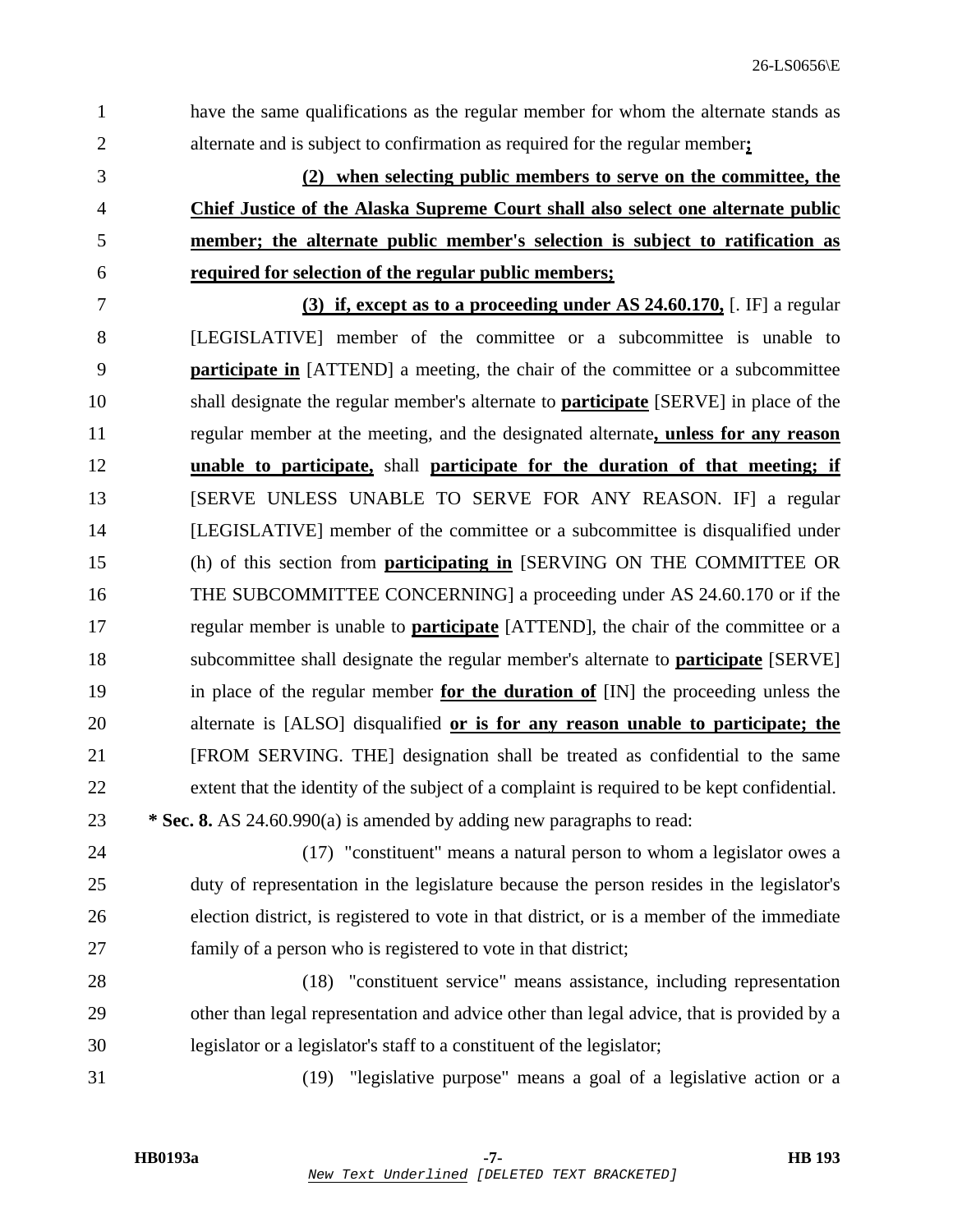have the same qualifications as the regular member for whom the alternate stands as alternate and is subject to confirmation as required for the regular member<u>**;**</u>

<u>**(2) when selecting public members to serve on the committee, the Chief Justice of the Alaska Supreme Court shall also select one alternate public member; the alternate public member's selection is subject to ratification as required for selection of the regular public members;**</u>

<u>**(3) if, except as to a proceeding under AS 24.60.170,**</u> [. IF] a regular [LEGISLATIVE] member of the committee or a subcommittee is unable to <u>**participate in**</u> [ATTEND] a meeting, the chair of the committee or a subcommittee shall designate the regular member's alternate to <u>**participate**</u> [SERVE] in place of the regular member at the meeting, and the designated alternate<u>**, unless for any reason unable to participate,**</u> shall <u>**participate for the duration of that meeting; if**</u> [SERVE UNLESS UNABLE TO SERVE FOR ANY REASON. IF] a regular [LEGISLATIVE] member of the committee or a subcommittee is disqualified under (h) of this section from <u>**participating in**</u> [SERVING ON THE COMMITTEE OR THE SUBCOMMITTEE CONCERNING] a proceeding under AS 24.60.170 or if the regular member is unable to <u>**participate**</u> [ATTEND], the chair of the committee or a subcommittee shall designate the regular member's alternate to <u>**participate**</u> [SERVE] in place of the regular member <u>**for the duration of**</u> [IN] the proceeding unless the alternate is [ALSO] disqualified <u>**or is for any reason unable to participate; the**</u> [FROM SERVING. THE] designation shall be treated as confidential to the same extent that the identity of the subject of a complaint is required to be kept confidential.

**\* Sec. 8.** AS 24.60.990(a) is amended by adding new paragraphs to read:

(17) "constituent" means a natural person to whom a legislator owes a duty of representation in the legislature because the person resides in the legislator's election district, is registered to vote in that district, or is a member of the immediate family of a person who is registered to vote in that district;

(18) "constituent service" means assistance, including representation other than legal representation and advice other than legal advice, that is provided by a legislator or a legislator's staff to a constituent of the legislator;

(19) "legislative purpose" means a goal of a legislative action or a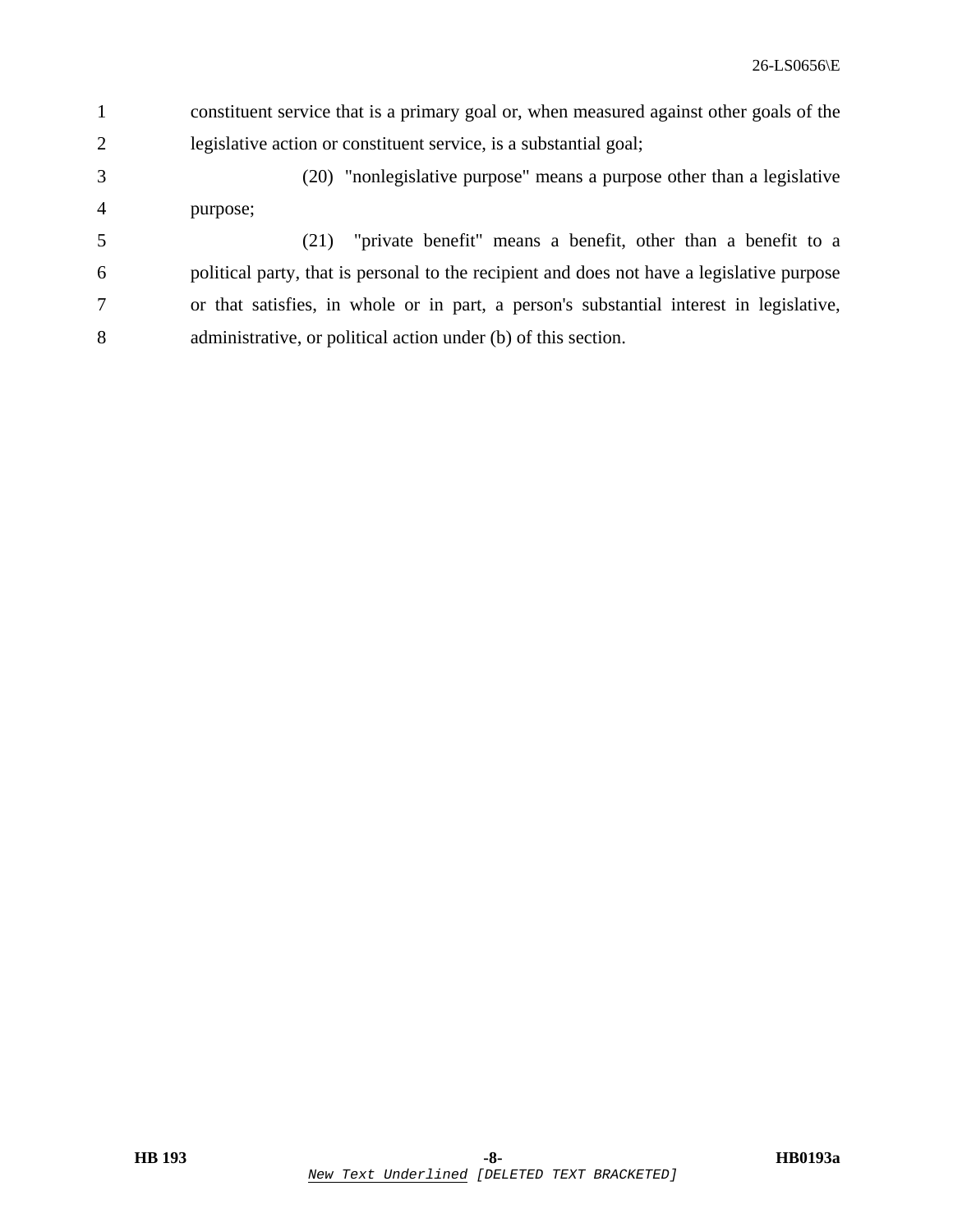constituent service that is a primary goal or, when measured against other goals of the legislative action or constituent service, is a substantial goal;

(20) "nonlegislative purpose" means a purpose other than a legislative purpose;

(21) "private benefit" means a benefit, other than a benefit to a political party, that is personal to the recipient and does not have a legislative purpose or that satisfies, in whole or in part, a person's substantial interest in legislative, administrative, or political action under (b) of this section.